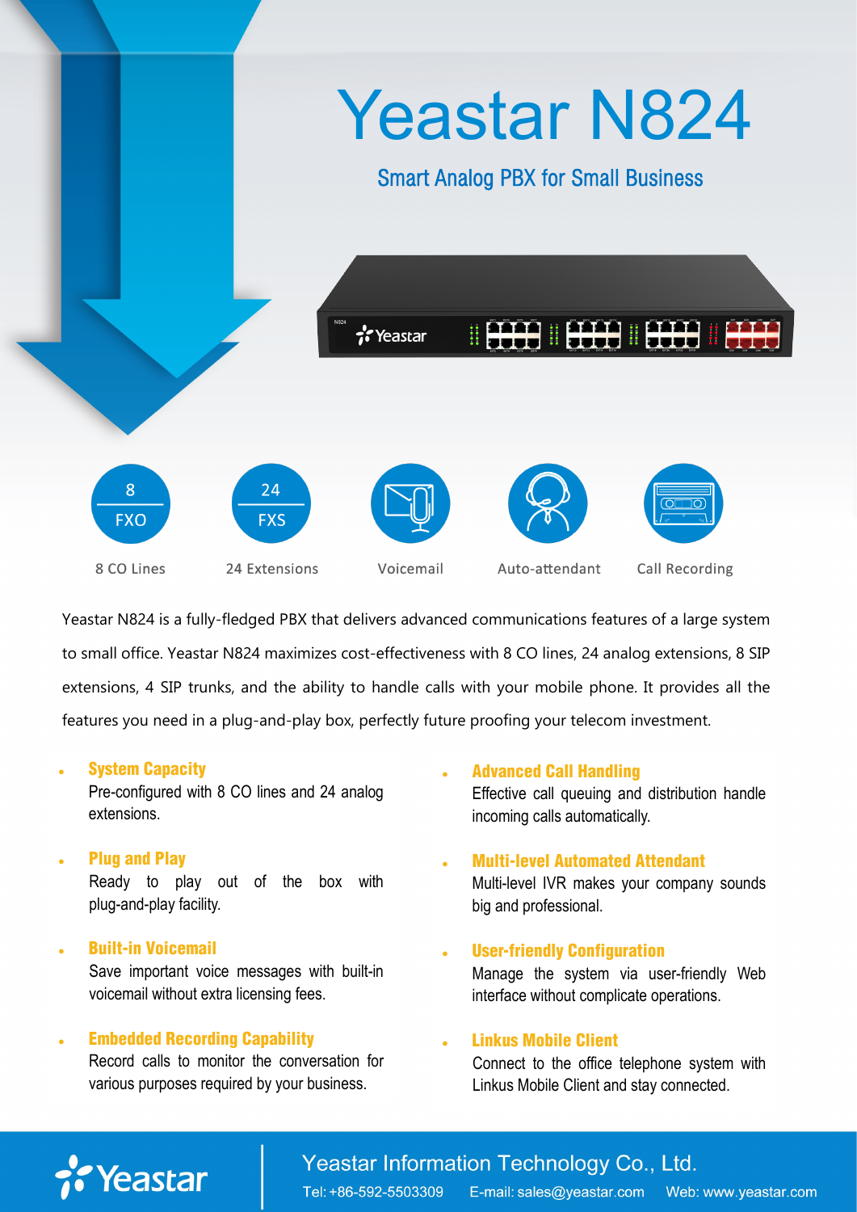# Yeastar N824

## Smart Analog PBX for Small Business

8 FXO — 8 CO Lines

24 FXS — 24 Extensions

Voicemail

Auto-attendant

Call Recording

Yeastar N824 is a fully-fledged PBX that delivers advanced communications features of a large system to small office. Yeastar N824 maximizes cost-effectiveness with 8 CO lines, 24 analog extensions, 8 SIP extensions, 4 SIP trunks, and the ability to handle calls with your mobile phone. It provides all the features you need in a plug-and-play box, perfectly future proofing your telecom investment.

- **System Capacity**
  Pre-configured with 8 CO lines and 24 analog extensions.

- **Plug and Play**
  Ready to play out of the box with plug-and-play facility.

- **Built-in Voicemail**
  Save important voice messages with built-in voicemail without extra licensing fees.

- **Embedded Recording Capability**
  Record calls to monitor the conversation for various purposes required by your business.

- **Advanced Call Handling**
  Effective call queuing and distribution handle incoming calls automatically.

- **Multi-level Automated Attendant**
  Multi-level IVR makes your company sounds big and professional.

- **User-friendly Configuration**
  Manage the system via user-friendly Web interface without complicate operations.

- **Linkus Mobile Client**
  Connect to the office telephone system with Linkus Mobile Client and stay connected.

Yeastar

Yeastar Information Technology Co., Ltd.

Tel: +86-592-5503309 E-mail: sales@yeastar.com Web: www.yeastar.com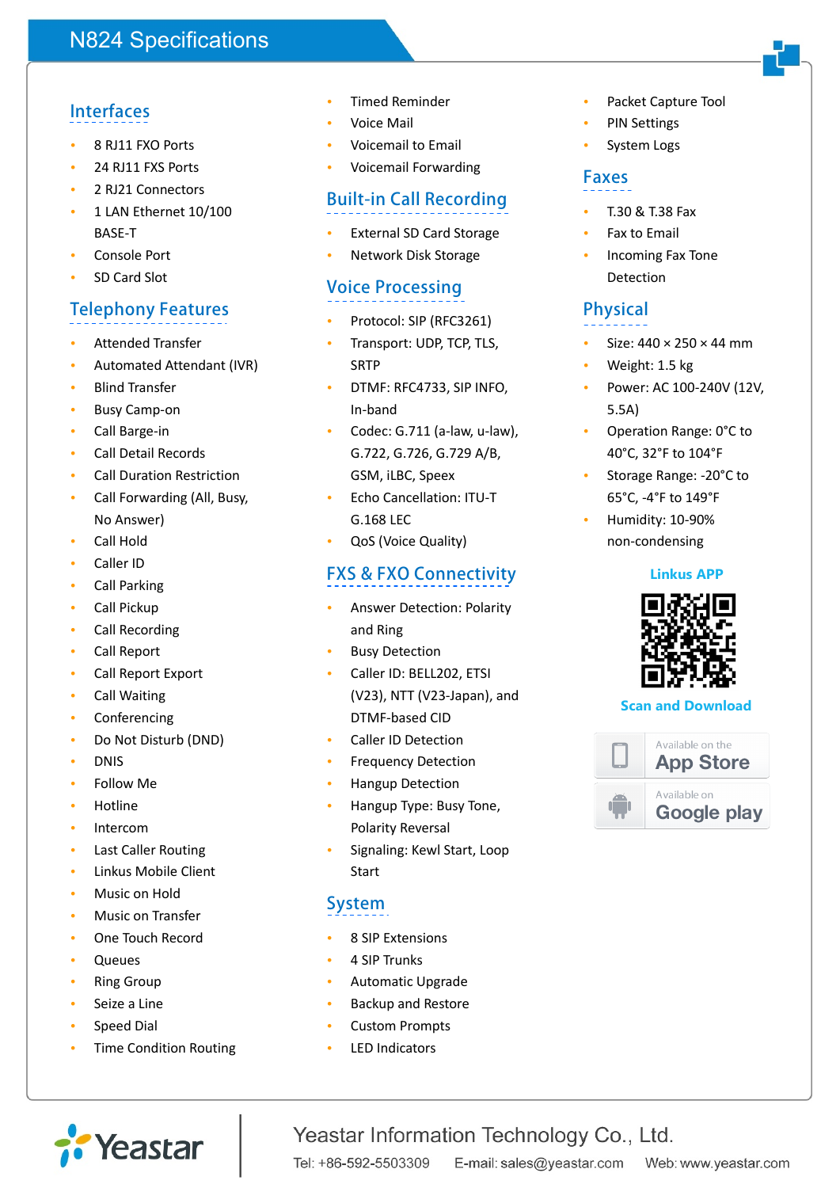# N824 Specifications

## Interfaces

- 8 RJ11 FXO Ports
- 24 RJ11 FXS Ports
- 2 RJ21 Connectors
- 1 LAN Ethernet 10/100 BASE-T
- Console Port
- SD Card Slot

## Telephony Features

- Attended Transfer
- Automated Attendant (IVR)
- Blind Transfer
- Busy Camp-on
- Call Barge-in
- Call Detail Records
- Call Duration Restriction
- Call Forwarding (All, Busy, No Answer)
- Call Hold
- Caller ID
- Call Parking
- Call Pickup
- Call Recording
- Call Report
- Call Report Export
- Call Waiting
- Conferencing
- Do Not Disturb (DND)
- DNIS
- Follow Me
- Hotline
- Intercom
- Last Caller Routing
- Linkus Mobile Client
- Music on Hold
- Music on Transfer
- One Touch Record
- Queues
- Ring Group
- Seize a Line
- Speed Dial
- Time Condition Routing
- Timed Reminder
- Voice Mail
- Voicemail to Email
- Voicemail Forwarding

## Built-in Call Recording

- External SD Card Storage
- Network Disk Storage

## Voice Processing

- Protocol: SIP (RFC3261)
- Transport: UDP, TCP, TLS, SRTP
- DTMF: RFC4733, SIP INFO, In-band
- Codec: G.711 (a-law, u-law), G.722, G.726, G.729 A/B, GSM, iLBC, Speex
- Echo Cancellation: ITU-T G.168 LEC
- QoS (Voice Quality)

## FXS & FXO Connectivity

- Answer Detection: Polarity and Ring
- Busy Detection
- Caller ID: BELL202, ETSI (V23), NTT (V23-Japan), and DTMF-based CID
- Caller ID Detection
- Frequency Detection
- Hangup Detection
- Hangup Type: Busy Tone, Polarity Reversal
- Signaling: Kewl Start, Loop Start

## System

- 8 SIP Extensions
- 4 SIP Trunks
- Automatic Upgrade
- Backup and Restore
- Custom Prompts
- LED Indicators
- Packet Capture Tool
- PIN Settings
- System Logs

## Faxes

- T.30 & T.38 Fax
- Fax to Email
- Incoming Fax Tone Detection

## Physical

- Size: 440 × 250 × 44 mm
- Weight: 1.5 kg
- Power: AC 100-240V (12V, 5.5A)
- Operation Range: 0°C to 40°C, 32°F to 104°F
- Storage Range: -20°C to 65°C, -4°F to 149°F
- Humidity: 10-90% non-condensing

**Linkus APP**

**Scan and Download**

Available on the App Store

Available on Google play

Yeastar Information Technology Co., Ltd.

Tel: +86-592-5503309 E-mail: sales@yeastar.com Web: www.yeastar.com